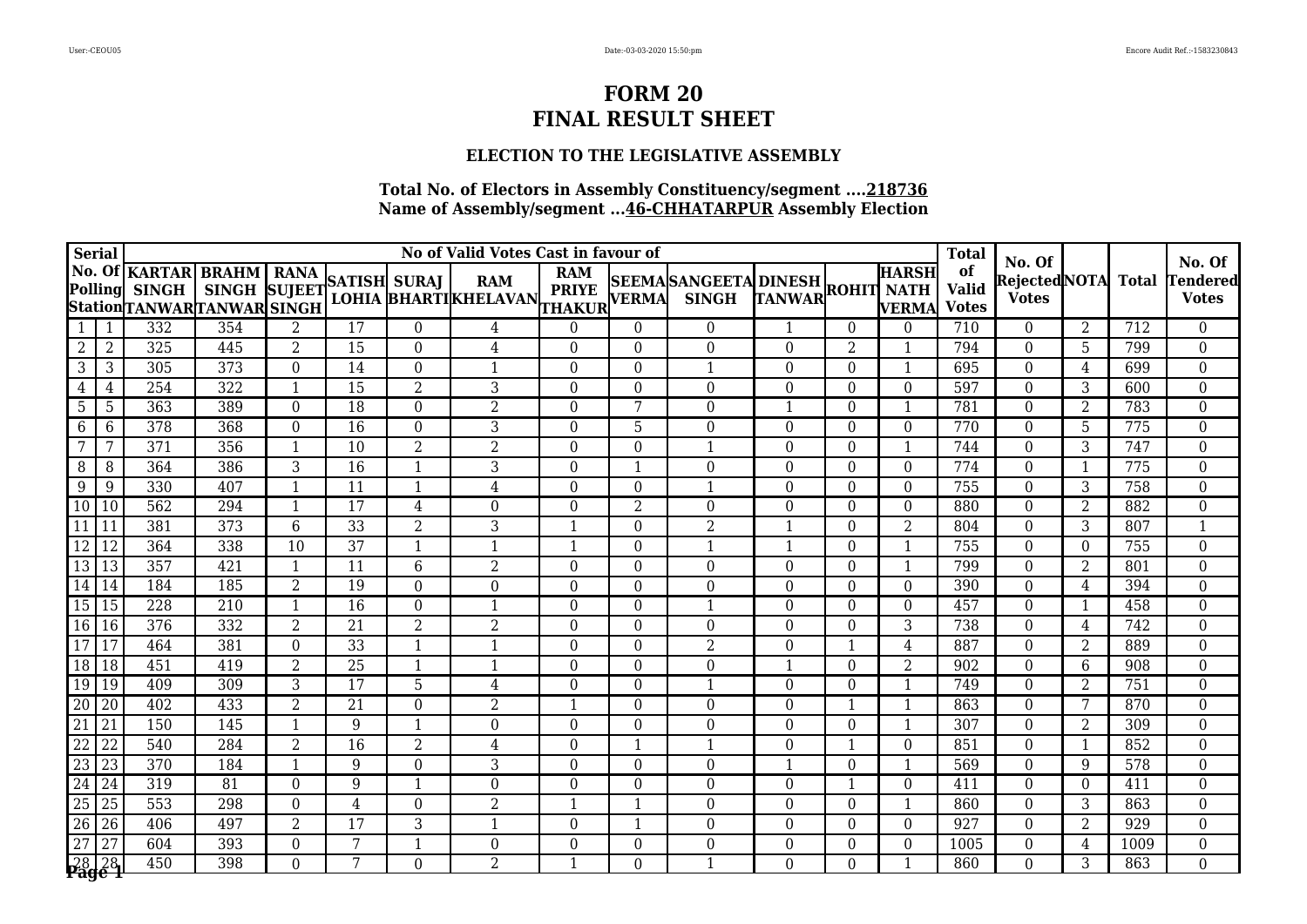# FORM 20
# FINAL RESULT SHEET

### ELECTION TO THE LEGISLATIVE ASSEMBLY

**Total No. of Electors in Assembly Constituency/segment ....218736**
**Name of Assembly/segment ...46-CHHATARPUR Assembly Election**

| Serial | No. Of Polling Station | No of Valid Votes Cast in favour of | | | | | | | | | | | | Total of Valid Votes | No. Of Rejected Votes | NOTA | Total | No. Of Tendered Votes |
|---|---|---|---|---|---|---|---|---|---|---|---|---|---|---|---|---|---|---|
| | | KARTAR SINGH TANWAR | BRAHM SINGH TANWAR | RANA SUJEET SINGH | SATISH LOHIA | SURAJ BHARTI | RAM KHELAVAN | RAM PRIYE THAKUR | SEEMA VERMA | SANGEETA SINGH | DINESH TANWAR | ROHIT | HARSH NATH VERMA | | | | | |
| 1 | 1 | 332 | 354 | 2 | 17 | 0 | 4 | 0 | 0 | 0 | 1 | 0 | 0 | 710 | 0 | 2 | 712 | 0 |
| 2 | 2 | 325 | 445 | 2 | 15 | 0 | 4 | 0 | 0 | 0 | 0 | 2 | 1 | 794 | 0 | 5 | 799 | 0 |
| 3 | 3 | 305 | 373 | 0 | 14 | 0 | 1 | 0 | 0 | 1 | 0 | 0 | 1 | 695 | 0 | 4 | 699 | 0 |
| 4 | 4 | 254 | 322 | 1 | 15 | 2 | 3 | 0 | 0 | 0 | 0 | 0 | 0 | 597 | 0 | 3 | 600 | 0 |
| 5 | 5 | 363 | 389 | 0 | 18 | 0 | 2 | 0 | 7 | 0 | 1 | 0 | 1 | 781 | 0 | 2 | 783 | 0 |
| 6 | 6 | 378 | 368 | 0 | 16 | 0 | 3 | 0 | 5 | 0 | 0 | 0 | 0 | 770 | 0 | 5 | 775 | 0 |
| 7 | 7 | 371 | 356 | 1 | 10 | 2 | 2 | 0 | 0 | 1 | 0 | 0 | 1 | 744 | 0 | 3 | 747 | 0 |
| 8 | 8 | 364 | 386 | 3 | 16 | 1 | 3 | 0 | 1 | 0 | 0 | 0 | 0 | 774 | 0 | 1 | 775 | 0 |
| 9 | 9 | 330 | 407 | 1 | 11 | 1 | 4 | 0 | 0 | 1 | 0 | 0 | 0 | 755 | 0 | 3 | 758 | 0 |
| 10 | 10 | 562 | 294 | 1 | 17 | 4 | 0 | 0 | 2 | 0 | 0 | 0 | 0 | 880 | 0 | 2 | 882 | 0 |
| 11 | 11 | 381 | 373 | 6 | 33 | 2 | 3 | 1 | 0 | 2 | 1 | 0 | 2 | 804 | 0 | 3 | 807 | 1 |
| 12 | 12 | 364 | 338 | 10 | 37 | 1 | 1 | 1 | 0 | 1 | 1 | 0 | 1 | 755 | 0 | 0 | 755 | 0 |
| 13 | 13 | 357 | 421 | 1 | 11 | 6 | 2 | 0 | 0 | 0 | 0 | 0 | 1 | 799 | 0 | 2 | 801 | 0 |
| 14 | 14 | 184 | 185 | 2 | 19 | 0 | 0 | 0 | 0 | 0 | 0 | 0 | 0 | 390 | 0 | 4 | 394 | 0 |
| 15 | 15 | 228 | 210 | 1 | 16 | 0 | 1 | 0 | 0 | 1 | 0 | 0 | 0 | 457 | 0 | 1 | 458 | 0 |
| 16 | 16 | 376 | 332 | 2 | 21 | 2 | 2 | 0 | 0 | 0 | 0 | 0 | 3 | 738 | 0 | 4 | 742 | 0 |
| 17 | 17 | 464 | 381 | 0 | 33 | 1 | 1 | 0 | 0 | 2 | 0 | 1 | 4 | 887 | 0 | 2 | 889 | 0 |
| 18 | 18 | 451 | 419 | 2 | 25 | 1 | 1 | 0 | 0 | 0 | 1 | 0 | 2 | 902 | 0 | 6 | 908 | 0 |
| 19 | 19 | 409 | 309 | 3 | 17 | 5 | 4 | 0 | 0 | 1 | 0 | 0 | 1 | 749 | 0 | 2 | 751 | 0 |
| 20 | 20 | 402 | 433 | 2 | 21 | 0 | 2 | 1 | 0 | 0 | 0 | 1 | 1 | 863 | 0 | 7 | 870 | 0 |
| 21 | 21 | 150 | 145 | 1 | 9 | 1 | 0 | 0 | 0 | 0 | 0 | 0 | 1 | 307 | 0 | 2 | 309 | 0 |
| 22 | 22 | 540 | 284 | 2 | 16 | 2 | 4 | 0 | 1 | 1 | 0 | 1 | 0 | 851 | 0 | 1 | 852 | 0 |
| 23 | 23 | 370 | 184 | 1 | 9 | 0 | 3 | 0 | 0 | 0 | 1 | 0 | 1 | 569 | 0 | 9 | 578 | 0 |
| 24 | 24 | 319 | 81 | 0 | 9 | 1 | 0 | 0 | 0 | 0 | 0 | 1 | 0 | 411 | 0 | 0 | 411 | 0 |
| 25 | 25 | 553 | 298 | 0 | 4 | 0 | 2 | 1 | 1 | 0 | 0 | 0 | 1 | 860 | 0 | 3 | 863 | 0 |
| 26 | 26 | 406 | 497 | 2 | 17 | 3 | 1 | 0 | 1 | 0 | 0 | 0 | 0 | 927 | 0 | 2 | 929 | 0 |
| 27 | 27 | 604 | 393 | 0 | 7 | 1 | 0 | 0 | 0 | 0 | 0 | 0 | 0 | 1005 | 0 | 4 | 1009 | 0 |
| 28 | 28 | 450 | 398 | 0 | 7 | 0 | 2 | 1 | 0 | 1 | 0 | 0 | 1 | 860 | 0 | 3 | 863 | 0 |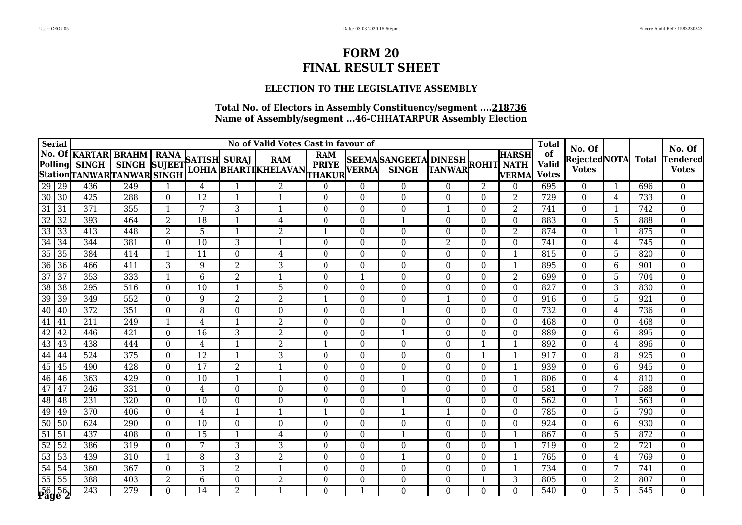# FORM 20
# FINAL RESULT SHEET

### ELECTION TO THE LEGISLATIVE ASSEMBLY

**Total No. of Electors in Assembly Constituency/segment ....218736**
**Name of Assembly/segment ...46-CHHATARPUR Assembly Election**

| Serial No. Of Polling Station | | No of Valid Votes Cast in favour of | | | | | | | | | | | | Total of Valid Votes | No. Of Rejected Votes | NOTA | Total | No. Of Tendered Votes |
|---|---|---|---|---|---|---|---|---|---|---|---|---|---|---|---|---|---|---|
| | | KARTAR SINGH TANWAR | BRAHM SINGH TANWAR | RANA SUJEET SINGH | SATISH LOHIA | SURAJ BHARTI | RAM KHELAVAN | RAM PRIYE THAKUR | SEEMA VERMA | SANGEETA SINGH | DINESH TANWAR | ROHIT | HARSH NATH VERMA | | | | | |
| 29 | 29 | 436 | 249 | 1 | 4 | 1 | 2 | 0 | 0 | 0 | 0 | 2 | 0 | 695 | 0 | 1 | 696 | 0 |
| 30 | 30 | 425 | 288 | 0 | 12 | 1 | 1 | 0 | 0 | 0 | 0 | 0 | 2 | 729 | 0 | 4 | 733 | 0 |
| 31 | 31 | 371 | 355 | 1 | 7 | 3 | 1 | 0 | 0 | 0 | 1 | 0 | 2 | 741 | 0 | 1 | 742 | 0 |
| 32 | 32 | 393 | 464 | 2 | 18 | 1 | 4 | 0 | 0 | 1 | 0 | 0 | 0 | 883 | 0 | 5 | 888 | 0 |
| 33 | 33 | 413 | 448 | 2 | 5 | 1 | 2 | 1 | 0 | 0 | 0 | 0 | 2 | 874 | 0 | 1 | 875 | 0 |
| 34 | 34 | 344 | 381 | 0 | 10 | 3 | 1 | 0 | 0 | 0 | 2 | 0 | 0 | 741 | 0 | 4 | 745 | 0 |
| 35 | 35 | 384 | 414 | 1 | 11 | 0 | 4 | 0 | 0 | 0 | 0 | 0 | 1 | 815 | 0 | 5 | 820 | 0 |
| 36 | 36 | 466 | 411 | 3 | 9 | 2 | 3 | 0 | 0 | 0 | 0 | 0 | 1 | 895 | 0 | 6 | 901 | 0 |
| 37 | 37 | 353 | 333 | 1 | 6 | 2 | 1 | 0 | 1 | 0 | 0 | 0 | 2 | 699 | 0 | 5 | 704 | 0 |
| 38 | 38 | 295 | 516 | 0 | 10 | 1 | 5 | 0 | 0 | 0 | 0 | 0 | 0 | 827 | 0 | 3 | 830 | 0 |
| 39 | 39 | 349 | 552 | 0 | 9 | 2 | 2 | 1 | 0 | 0 | 1 | 0 | 0 | 916 | 0 | 5 | 921 | 0 |
| 40 | 40 | 372 | 351 | 0 | 8 | 0 | 0 | 0 | 0 | 1 | 0 | 0 | 0 | 732 | 0 | 4 | 736 | 0 |
| 41 | 41 | 211 | 249 | 1 | 4 | 1 | 2 | 0 | 0 | 0 | 0 | 0 | 0 | 468 | 0 | 0 | 468 | 0 |
| 42 | 42 | 446 | 421 | 0 | 16 | 3 | 2 | 0 | 0 | 1 | 0 | 0 | 0 | 889 | 0 | 6 | 895 | 0 |
| 43 | 43 | 438 | 444 | 0 | 4 | 1 | 2 | 1 | 0 | 0 | 0 | 1 | 1 | 892 | 0 | 4 | 896 | 0 |
| 44 | 44 | 524 | 375 | 0 | 12 | 1 | 3 | 0 | 0 | 0 | 0 | 1 | 1 | 917 | 0 | 8 | 925 | 0 |
| 45 | 45 | 490 | 428 | 0 | 17 | 2 | 1 | 0 | 0 | 0 | 0 | 0 | 1 | 939 | 0 | 6 | 945 | 0 |
| 46 | 46 | 363 | 429 | 0 | 10 | 1 | 1 | 0 | 0 | 1 | 0 | 0 | 1 | 806 | 0 | 4 | 810 | 0 |
| 47 | 47 | 246 | 331 | 0 | 4 | 0 | 0 | 0 | 0 | 0 | 0 | 0 | 0 | 581 | 0 | 7 | 588 | 0 |
| 48 | 48 | 231 | 320 | 0 | 10 | 0 | 0 | 0 | 0 | 1 | 0 | 0 | 0 | 562 | 0 | 1 | 563 | 0 |
| 49 | 49 | 370 | 406 | 0 | 4 | 1 | 1 | 1 | 0 | 1 | 1 | 0 | 0 | 785 | 0 | 5 | 790 | 0 |
| 50 | 50 | 624 | 290 | 0 | 10 | 0 | 0 | 0 | 0 | 0 | 0 | 0 | 0 | 924 | 0 | 6 | 930 | 0 |
| 51 | 51 | 437 | 408 | 0 | 15 | 1 | 4 | 0 | 0 | 1 | 0 | 0 | 1 | 867 | 0 | 5 | 872 | 0 |
| 52 | 52 | 386 | 319 | 0 | 7 | 3 | 3 | 0 | 0 | 0 | 0 | 0 | 1 | 719 | 0 | 2 | 721 | 0 |
| 53 | 53 | 439 | 310 | 1 | 8 | 3 | 2 | 0 | 0 | 1 | 0 | 0 | 1 | 765 | 0 | 4 | 769 | 0 |
| 54 | 54 | 360 | 367 | 0 | 3 | 2 | 1 | 0 | 0 | 0 | 0 | 0 | 1 | 734 | 0 | 7 | 741 | 0 |
| 55 | 55 | 388 | 403 | 2 | 6 | 0 | 2 | 0 | 0 | 0 | 0 | 1 | 3 | 805 | 0 | 2 | 807 | 0 |
| 56 | 56 | 243 | 279 | 0 | 14 | 2 | 1 | 0 | 1 | 0 | 0 | 0 | 0 | 540 | 0 | 5 | 545 | 0 |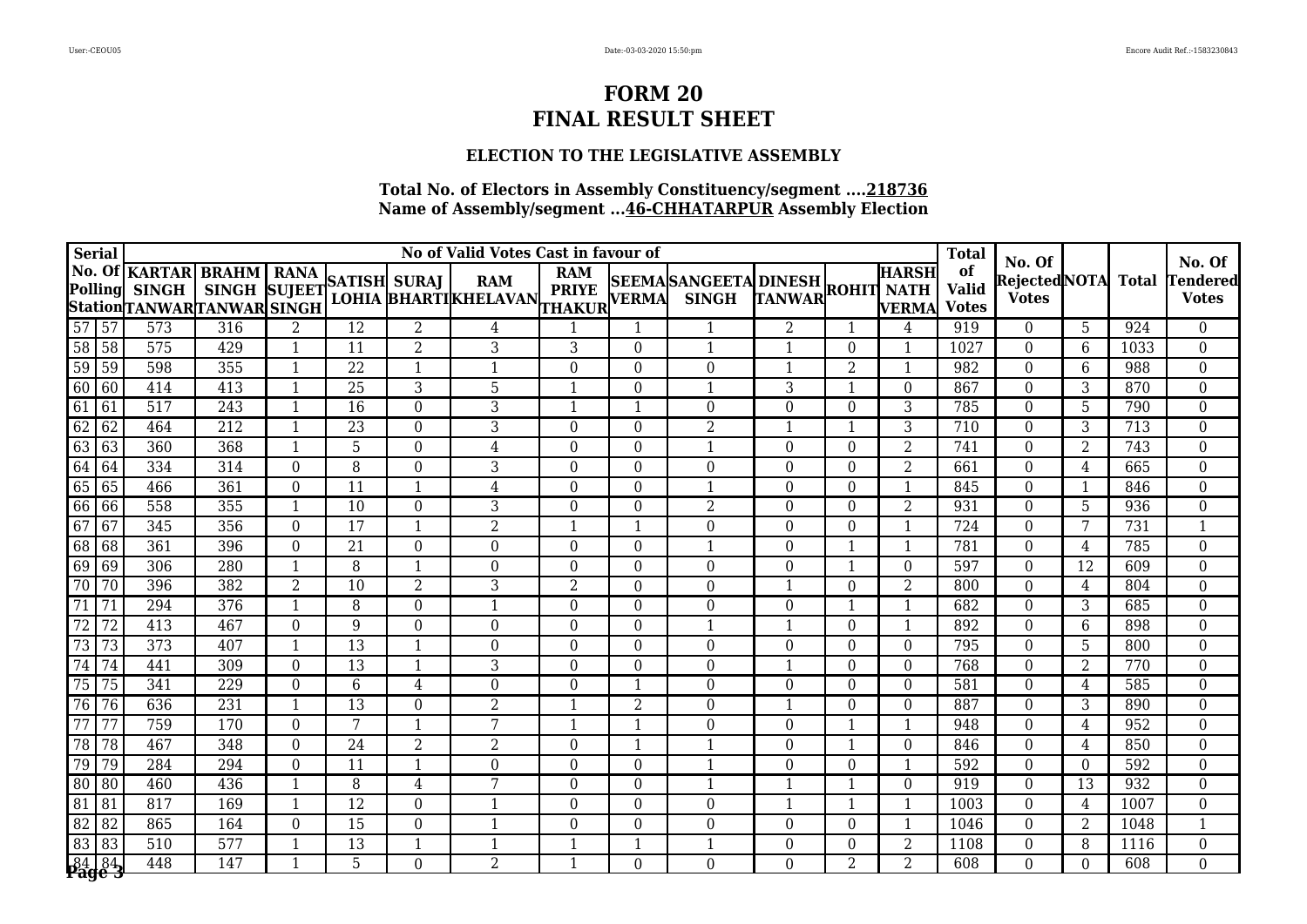# FORM 20
# FINAL RESULT SHEET

### ELECTION TO THE LEGISLATIVE ASSEMBLY

**Total No. of Electors in Assembly Constituency/segment ....218736**
**Name of Assembly/segment ...46-CHHATARPUR Assembly Election**

| Serial No. Of Polling Station | | No of Valid Votes Cast in favour of | | | | | | | | | | | | Total of Valid Votes | No. Of Rejected Votes | NOTA | Total | No. Of Tendered Votes |
|---|---|---|---|---|---|---|---|---|---|---|---|---|---|---|---|---|---|---|
| | | KARTAR SINGH TANWAR | BRAHM SINGH TANWAR | RANA SUJEET SINGH | SATISH LOHIA | SURAJ BHARTI | RAM KHELAVAN | RAM PRIYE THAKUR | SEEMA VERMA | SANGEETA SINGH | DINESH TANWAR | ROHIT | HARSH NATH VERMA | | | | | |
| 57 | 57 | 573 | 316 | 2 | 12 | 2 | 4 | 1 | 1 | 1 | 2 | 1 | 4 | 919 | 0 | 5 | 924 | 0 |
| 58 | 58 | 575 | 429 | 1 | 11 | 2 | 3 | 3 | 0 | 1 | 1 | 0 | 1 | 1027 | 0 | 6 | 1033 | 0 |
| 59 | 59 | 598 | 355 | 1 | 22 | 1 | 1 | 0 | 0 | 0 | 1 | 2 | 1 | 982 | 0 | 6 | 988 | 0 |
| 60 | 60 | 414 | 413 | 1 | 25 | 3 | 5 | 1 | 0 | 1 | 3 | 1 | 0 | 867 | 0 | 3 | 870 | 0 |
| 61 | 61 | 517 | 243 | 1 | 16 | 0 | 3 | 1 | 1 | 0 | 0 | 0 | 3 | 785 | 0 | 5 | 790 | 0 |
| 62 | 62 | 464 | 212 | 1 | 23 | 0 | 3 | 0 | 0 | 2 | 1 | 1 | 3 | 710 | 0 | 3 | 713 | 0 |
| 63 | 63 | 360 | 368 | 1 | 5 | 0 | 4 | 0 | 0 | 1 | 0 | 0 | 2 | 741 | 0 | 2 | 743 | 0 |
| 64 | 64 | 334 | 314 | 0 | 8 | 0 | 3 | 0 | 0 | 0 | 0 | 0 | 2 | 661 | 0 | 4 | 665 | 0 |
| 65 | 65 | 466 | 361 | 0 | 11 | 1 | 4 | 0 | 0 | 1 | 0 | 0 | 1 | 845 | 0 | 1 | 846 | 0 |
| 66 | 66 | 558 | 355 | 1 | 10 | 0 | 3 | 0 | 0 | 2 | 0 | 0 | 2 | 931 | 0 | 5 | 936 | 0 |
| 67 | 67 | 345 | 356 | 0 | 17 | 1 | 2 | 1 | 1 | 0 | 0 | 0 | 1 | 724 | 0 | 7 | 731 | 1 |
| 68 | 68 | 361 | 396 | 0 | 21 | 0 | 0 | 0 | 0 | 1 | 0 | 1 | 1 | 781 | 0 | 4 | 785 | 0 |
| 69 | 69 | 306 | 280 | 1 | 8 | 1 | 0 | 0 | 0 | 0 | 0 | 1 | 0 | 597 | 0 | 12 | 609 | 0 |
| 70 | 70 | 396 | 382 | 2 | 10 | 2 | 3 | 2 | 0 | 0 | 1 | 0 | 2 | 800 | 0 | 4 | 804 | 0 |
| 71 | 71 | 294 | 376 | 1 | 8 | 0 | 1 | 0 | 0 | 0 | 0 | 1 | 1 | 682 | 0 | 3 | 685 | 0 |
| 72 | 72 | 413 | 467 | 0 | 9 | 0 | 0 | 0 | 0 | 1 | 1 | 0 | 1 | 892 | 0 | 6 | 898 | 0 |
| 73 | 73 | 373 | 407 | 1 | 13 | 1 | 0 | 0 | 0 | 0 | 0 | 0 | 0 | 795 | 0 | 5 | 800 | 0 |
| 74 | 74 | 441 | 309 | 0 | 13 | 1 | 3 | 0 | 0 | 0 | 1 | 0 | 0 | 768 | 0 | 2 | 770 | 0 |
| 75 | 75 | 341 | 229 | 0 | 6 | 4 | 0 | 0 | 1 | 0 | 0 | 0 | 0 | 581 | 0 | 4 | 585 | 0 |
| 76 | 76 | 636 | 231 | 1 | 13 | 0 | 2 | 1 | 2 | 0 | 1 | 0 | 0 | 887 | 0 | 3 | 890 | 0 |
| 77 | 77 | 759 | 170 | 0 | 7 | 1 | 7 | 1 | 1 | 0 | 0 | 1 | 1 | 948 | 0 | 4 | 952 | 0 |
| 78 | 78 | 467 | 348 | 0 | 24 | 2 | 2 | 0 | 1 | 1 | 0 | 1 | 0 | 846 | 0 | 4 | 850 | 0 |
| 79 | 79 | 284 | 294 | 0 | 11 | 1 | 0 | 0 | 0 | 1 | 0 | 0 | 1 | 592 | 0 | 0 | 592 | 0 |
| 80 | 80 | 460 | 436 | 1 | 8 | 4 | 7 | 0 | 0 | 1 | 1 | 1 | 0 | 919 | 0 | 13 | 932 | 0 |
| 81 | 81 | 817 | 169 | 1 | 12 | 0 | 1 | 0 | 0 | 0 | 1 | 1 | 1 | 1003 | 0 | 4 | 1007 | 0 |
| 82 | 82 | 865 | 164 | 0 | 15 | 0 | 1 | 0 | 0 | 0 | 0 | 0 | 1 | 1046 | 0 | 2 | 1048 | 1 |
| 83 | 83 | 510 | 577 | 1 | 13 | 1 | 1 | 1 | 1 | 1 | 0 | 0 | 2 | 1108 | 0 | 8 | 1116 | 0 |
| 84 | 84 | 448 | 147 | 1 | 5 | 0 | 2 | 1 | 0 | 0 | 0 | 2 | 2 | 608 | 0 | 0 | 608 | 0 |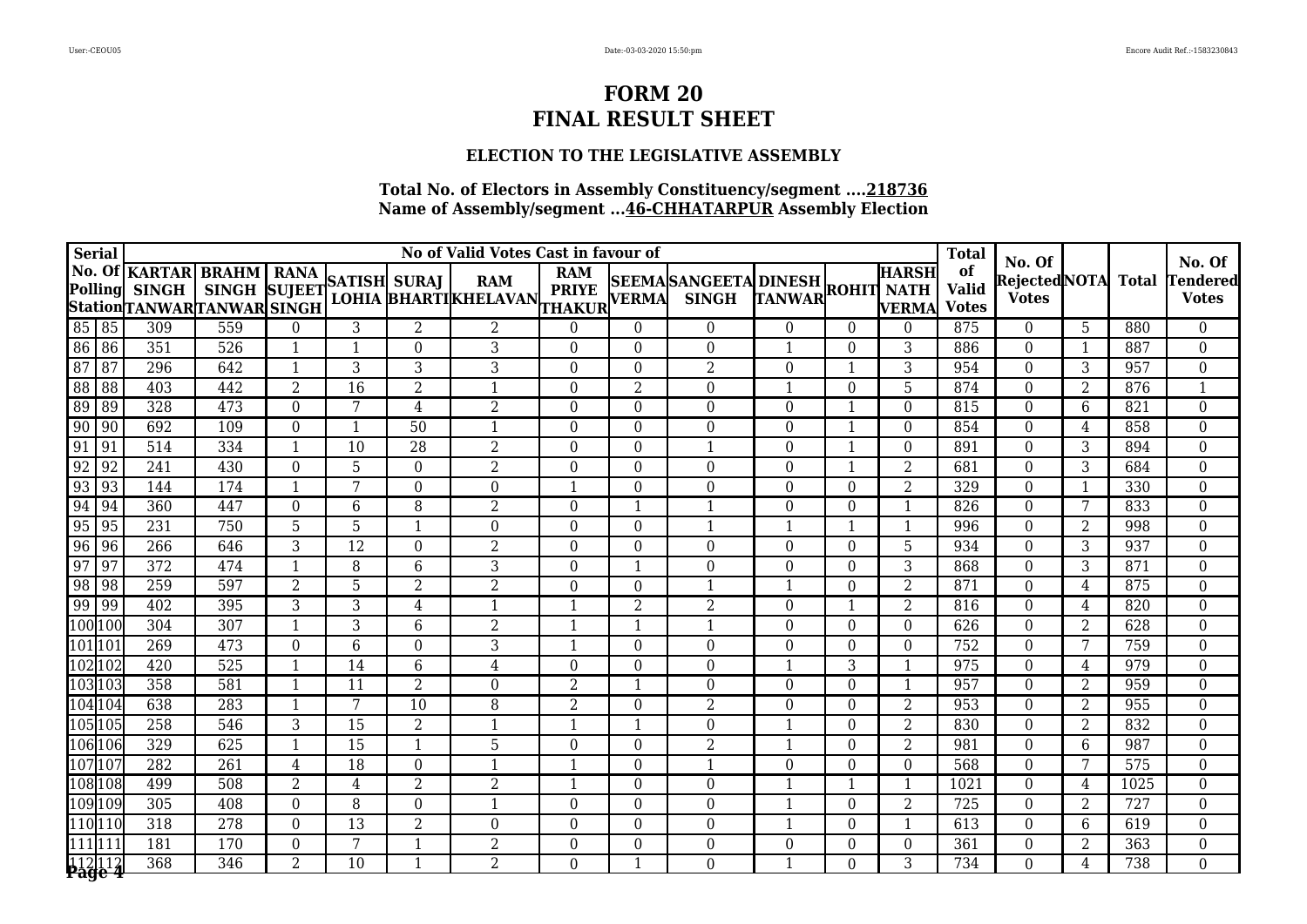# FORM 20
# FINAL RESULT SHEET

### ELECTION TO THE LEGISLATIVE ASSEMBLY

**Total No. of Electors in Assembly Constituency/segment ....218736**
**Name of Assembly/segment ...46-CHHATARPUR Assembly Election**

| Serial No. Of Polling Station | | No of Valid Votes Cast in favour of | | | | | | | | | | | | Total of Valid Votes | No. Of Rejected Votes | NOTA | Total | No. Of Tendered Votes |
|---|---|---|---|---|---|---|---|---|---|---|---|---|---|---|---|---|---|---|
| | | KARTAR SINGH TANWAR | BRAHM SINGH TANWAR | RANA SUJEET SINGH | SATISH LOHIA | SURAJ BHARTI | RAM KHELAVAN | RAM PRIYE THAKUR | SEEMA VERMA | SANGEETA SINGH | DINESH TANWAR | ROHIT | HARSH NATH VERMA | | | | | |
| 85 | 85 | 309 | 559 | 0 | 3 | 2 | 2 | 0 | 0 | 0 | 0 | 0 | 0 | 875 | 0 | 5 | 880 | 0 |
| 86 | 86 | 351 | 526 | 1 | 1 | 0 | 3 | 0 | 0 | 0 | 1 | 0 | 3 | 886 | 0 | 1 | 887 | 0 |
| 87 | 87 | 296 | 642 | 1 | 3 | 3 | 3 | 0 | 0 | 2 | 0 | 1 | 3 | 954 | 0 | 3 | 957 | 0 |
| 88 | 88 | 403 | 442 | 2 | 16 | 2 | 1 | 0 | 2 | 0 | 1 | 0 | 5 | 874 | 0 | 2 | 876 | 1 |
| 89 | 89 | 328 | 473 | 0 | 7 | 4 | 2 | 0 | 0 | 0 | 0 | 1 | 0 | 815 | 0 | 6 | 821 | 0 |
| 90 | 90 | 692 | 109 | 0 | 1 | 50 | 1 | 0 | 0 | 0 | 0 | 1 | 0 | 854 | 0 | 4 | 858 | 0 |
| 91 | 91 | 514 | 334 | 1 | 10 | 28 | 2 | 0 | 0 | 1 | 0 | 1 | 0 | 891 | 0 | 3 | 894 | 0 |
| 92 | 92 | 241 | 430 | 0 | 5 | 0 | 2 | 0 | 0 | 0 | 0 | 1 | 2 | 681 | 0 | 3 | 684 | 0 |
| 93 | 93 | 144 | 174 | 1 | 7 | 0 | 0 | 1 | 0 | 0 | 0 | 0 | 2 | 329 | 0 | 1 | 330 | 0 |
| 94 | 94 | 360 | 447 | 0 | 6 | 8 | 2 | 0 | 1 | 1 | 0 | 0 | 1 | 826 | 0 | 7 | 833 | 0 |
| 95 | 95 | 231 | 750 | 5 | 5 | 1 | 0 | 0 | 0 | 1 | 1 | 1 | 1 | 996 | 0 | 2 | 998 | 0 |
| 96 | 96 | 266 | 646 | 3 | 12 | 0 | 2 | 0 | 0 | 0 | 0 | 0 | 5 | 934 | 0 | 3 | 937 | 0 |
| 97 | 97 | 372 | 474 | 1 | 8 | 6 | 3 | 0 | 1 | 0 | 0 | 0 | 3 | 868 | 0 | 3 | 871 | 0 |
| 98 | 98 | 259 | 597 | 2 | 5 | 2 | 2 | 0 | 0 | 1 | 1 | 0 | 2 | 871 | 0 | 4 | 875 | 0 |
| 99 | 99 | 402 | 395 | 3 | 3 | 4 | 1 | 1 | 2 | 2 | 0 | 1 | 2 | 816 | 0 | 4 | 820 | 0 |
| 100 | 100 | 304 | 307 | 1 | 3 | 6 | 2 | 1 | 1 | 1 | 0 | 0 | 0 | 626 | 0 | 2 | 628 | 0 |
| 101 | 101 | 269 | 473 | 0 | 6 | 0 | 3 | 1 | 0 | 0 | 0 | 0 | 0 | 752 | 0 | 7 | 759 | 0 |
| 102 | 102 | 420 | 525 | 1 | 14 | 6 | 4 | 0 | 0 | 0 | 1 | 3 | 1 | 975 | 0 | 4 | 979 | 0 |
| 103 | 103 | 358 | 581 | 1 | 11 | 2 | 0 | 2 | 1 | 0 | 0 | 0 | 1 | 957 | 0 | 2 | 959 | 0 |
| 104 | 104 | 638 | 283 | 1 | 7 | 10 | 8 | 2 | 0 | 2 | 0 | 0 | 2 | 953 | 0 | 2 | 955 | 0 |
| 105 | 105 | 258 | 546 | 3 | 15 | 2 | 1 | 1 | 1 | 0 | 1 | 0 | 2 | 830 | 0 | 2 | 832 | 0 |
| 106 | 106 | 329 | 625 | 1 | 15 | 1 | 5 | 0 | 0 | 2 | 1 | 0 | 2 | 981 | 0 | 6 | 987 | 0 |
| 107 | 107 | 282 | 261 | 4 | 18 | 0 | 1 | 1 | 0 | 1 | 0 | 0 | 0 | 568 | 0 | 7 | 575 | 0 |
| 108 | 108 | 499 | 508 | 2 | 4 | 2 | 2 | 1 | 0 | 0 | 1 | 1 | 1 | 1021 | 0 | 4 | 1025 | 0 |
| 109 | 109 | 305 | 408 | 0 | 8 | 0 | 1 | 0 | 0 | 0 | 1 | 0 | 2 | 725 | 0 | 2 | 727 | 0 |
| 110 | 110 | 318 | 278 | 0 | 13 | 2 | 0 | 0 | 0 | 0 | 1 | 0 | 1 | 613 | 0 | 6 | 619 | 0 |
| 111 | 111 | 181 | 170 | 0 | 7 | 1 | 2 | 0 | 0 | 0 | 0 | 0 | 0 | 361 | 0 | 2 | 363 | 0 |
| 112 | 112 | 368 | 346 | 2 | 10 | 1 | 2 | 0 | 1 | 0 | 1 | 0 | 3 | 734 | 0 | 4 | 738 | 0 |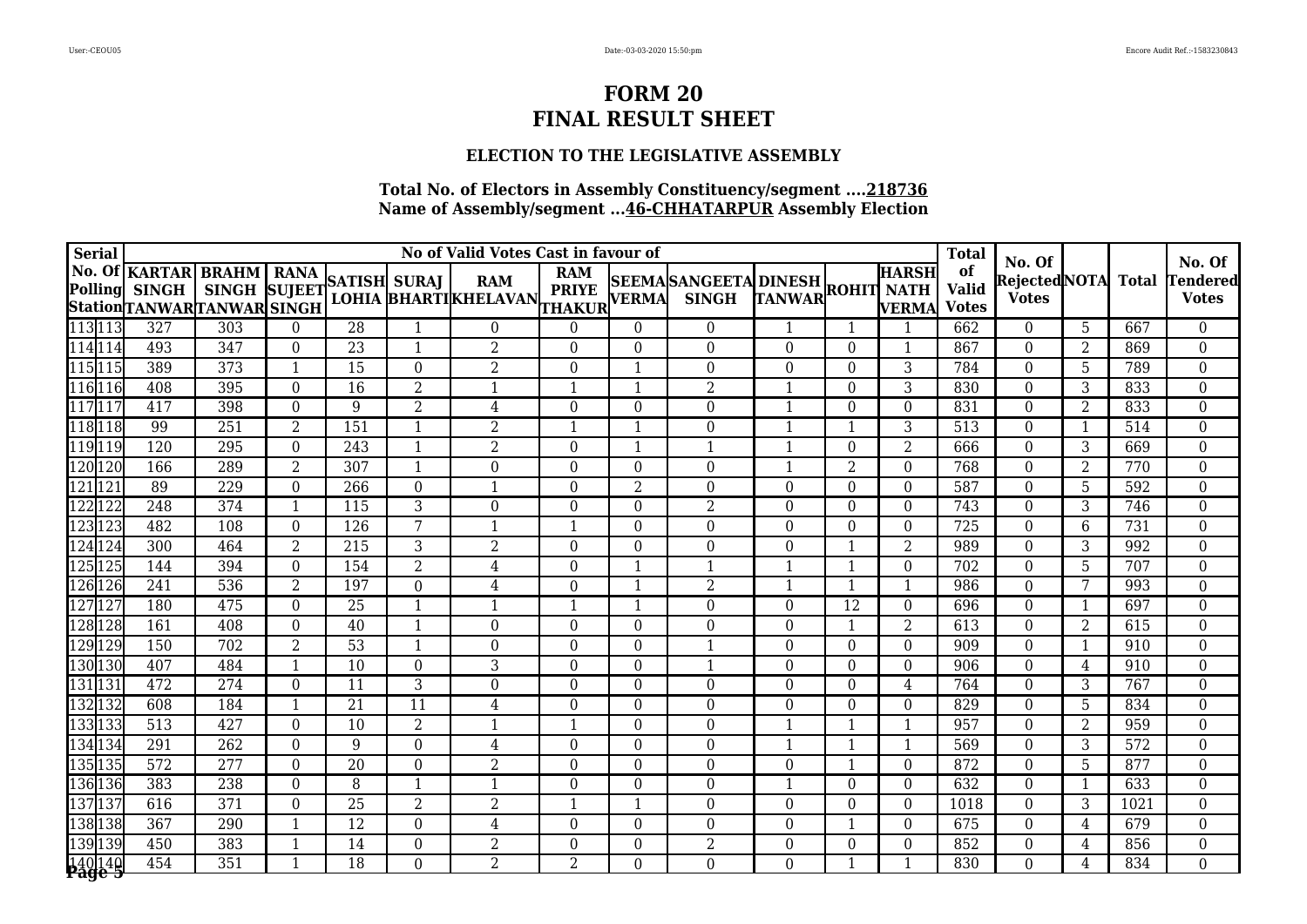# FORM 20
# FINAL RESULT SHEET

### ELECTION TO THE LEGISLATIVE ASSEMBLY

**Total No. of Electors in Assembly Constituency/segment ....218736**
**Name of Assembly/segment ...46-CHHATARPUR Assembly Election**

| Serial No. Of Polling Station | | No of Valid Votes Cast in favour of | | | | | | | | | | | | Total of Valid Votes | No. Of Rejected Votes | NOTA | Total | No. Of Tendered Votes |
|---|---|---|---|---|---|---|---|---|---|---|---|---|---|---|---|---|---|---|
| | | KARTAR SINGH TANWAR | BRAHM SINGH TANWAR | RANA SUJEET SINGH | SATISH LOHIA | SURAJ BHARTI | RAM KHELAVAN | RAM PRIYE THAKUR | SEEMA VERMA | SANGEETA SINGH | DINESH TANWAR | ROHIT | HARSH NATH VERMA | | | | | |
| 113 | 113 | 327 | 303 | 0 | 28 | 1 | 0 | 0 | 0 | 0 | 1 | 1 | 1 | 662 | 0 | 5 | 667 | 0 |
| 114 | 114 | 493 | 347 | 0 | 23 | 1 | 2 | 0 | 0 | 0 | 0 | 0 | 1 | 867 | 0 | 2 | 869 | 0 |
| 115 | 115 | 389 | 373 | 1 | 15 | 0 | 2 | 0 | 1 | 0 | 0 | 0 | 3 | 784 | 0 | 5 | 789 | 0 |
| 116 | 116 | 408 | 395 | 0 | 16 | 2 | 1 | 1 | 1 | 2 | 1 | 0 | 3 | 830 | 0 | 3 | 833 | 0 |
| 117 | 117 | 417 | 398 | 0 | 9 | 2 | 4 | 0 | 0 | 0 | 1 | 0 | 0 | 831 | 0 | 2 | 833 | 0 |
| 118 | 118 | 99 | 251 | 2 | 151 | 1 | 2 | 1 | 1 | 0 | 1 | 1 | 3 | 513 | 0 | 1 | 514 | 0 |
| 119 | 119 | 120 | 295 | 0 | 243 | 1 | 2 | 0 | 1 | 1 | 1 | 0 | 2 | 666 | 0 | 3 | 669 | 0 |
| 120 | 120 | 166 | 289 | 2 | 307 | 1 | 0 | 0 | 0 | 0 | 1 | 2 | 0 | 768 | 0 | 2 | 770 | 0 |
| 121 | 121 | 89 | 229 | 0 | 266 | 0 | 1 | 0 | 2 | 0 | 0 | 0 | 0 | 587 | 0 | 5 | 592 | 0 |
| 122 | 122 | 248 | 374 | 1 | 115 | 3 | 0 | 0 | 0 | 2 | 0 | 0 | 0 | 743 | 0 | 3 | 746 | 0 |
| 123 | 123 | 482 | 108 | 0 | 126 | 7 | 1 | 1 | 0 | 0 | 0 | 0 | 0 | 725 | 0 | 6 | 731 | 0 |
| 124 | 124 | 300 | 464 | 2 | 215 | 3 | 2 | 0 | 0 | 0 | 0 | 1 | 2 | 989 | 0 | 3 | 992 | 0 |
| 125 | 125 | 144 | 394 | 0 | 154 | 2 | 4 | 0 | 1 | 1 | 1 | 1 | 0 | 702 | 0 | 5 | 707 | 0 |
| 126 | 126 | 241 | 536 | 2 | 197 | 0 | 4 | 0 | 1 | 2 | 1 | 1 | 1 | 986 | 0 | 7 | 993 | 0 |
| 127 | 127 | 180 | 475 | 0 | 25 | 1 | 1 | 1 | 1 | 0 | 0 | 12 | 0 | 696 | 0 | 1 | 697 | 0 |
| 128 | 128 | 161 | 408 | 0 | 40 | 1 | 0 | 0 | 0 | 0 | 0 | 1 | 2 | 613 | 0 | 2 | 615 | 0 |
| 129 | 129 | 150 | 702 | 2 | 53 | 1 | 0 | 0 | 0 | 1 | 0 | 0 | 0 | 909 | 0 | 1 | 910 | 0 |
| 130 | 130 | 407 | 484 | 1 | 10 | 0 | 3 | 0 | 0 | 1 | 0 | 0 | 0 | 906 | 0 | 4 | 910 | 0 |
| 131 | 131 | 472 | 274 | 0 | 11 | 3 | 0 | 0 | 0 | 0 | 0 | 0 | 4 | 764 | 0 | 3 | 767 | 0 |
| 132 | 132 | 608 | 184 | 1 | 21 | 11 | 4 | 0 | 0 | 0 | 0 | 0 | 0 | 829 | 0 | 5 | 834 | 0 |
| 133 | 133 | 513 | 427 | 0 | 10 | 2 | 1 | 1 | 0 | 0 | 1 | 1 | 1 | 957 | 0 | 2 | 959 | 0 |
| 134 | 134 | 291 | 262 | 0 | 9 | 0 | 4 | 0 | 0 | 0 | 1 | 1 | 1 | 569 | 0 | 3 | 572 | 0 |
| 135 | 135 | 572 | 277 | 0 | 20 | 0 | 2 | 0 | 0 | 0 | 0 | 1 | 0 | 872 | 0 | 5 | 877 | 0 |
| 136 | 136 | 383 | 238 | 0 | 8 | 1 | 1 | 0 | 0 | 0 | 1 | 0 | 0 | 632 | 0 | 1 | 633 | 0 |
| 137 | 137 | 616 | 371 | 0 | 25 | 2 | 2 | 1 | 1 | 0 | 0 | 0 | 0 | 1018 | 0 | 3 | 1021 | 0 |
| 138 | 138 | 367 | 290 | 1 | 12 | 0 | 4 | 0 | 0 | 0 | 0 | 1 | 0 | 675 | 0 | 4 | 679 | 0 |
| 139 | 139 | 450 | 383 | 1 | 14 | 0 | 2 | 0 | 0 | 2 | 0 | 0 | 0 | 852 | 0 | 4 | 856 | 0 |
| 140 | 140 | 454 | 351 | 1 | 18 | 0 | 2 | 2 | 0 | 0 | 0 | 1 | 1 | 830 | 0 | 4 | 834 | 0 |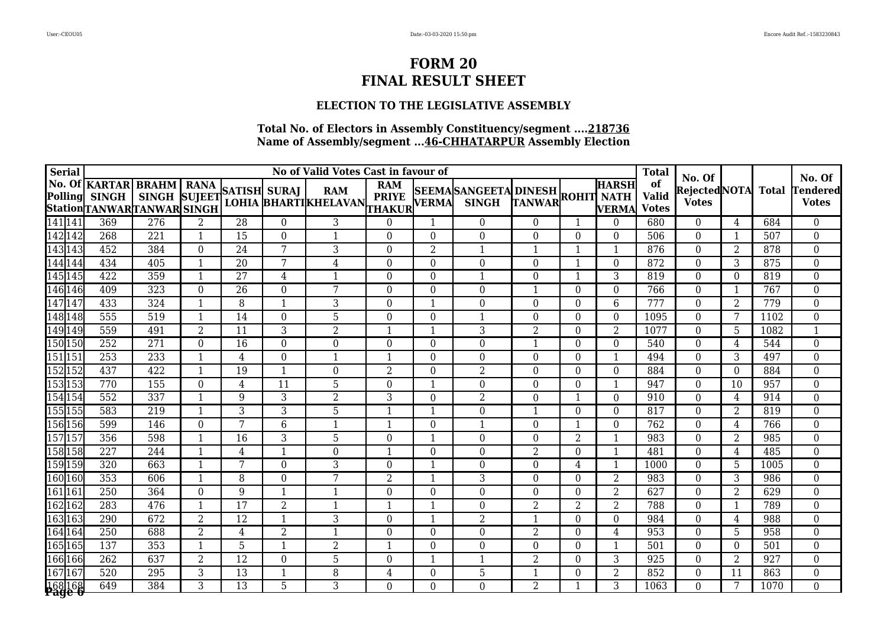# FORM 20
# FINAL RESULT SHEET

### ELECTION TO THE LEGISLATIVE ASSEMBLY

**Total No. of Electors in Assembly Constituency/segment ....218736**
**Name of Assembly/segment ...46-CHHATARPUR Assembly Election**

| Serial No. Of Polling Station | | No of Valid Votes Cast in favour of | | | | | | | | | | | | Total of Valid Votes | No. Of Rejected Votes | NOTA | Total | No. Of Tendered Votes |
|---|---|---|---|---|---|---|---|---|---|---|---|---|---|---|---|---|---|---|
| | | KARTAR SINGH TANWAR | BRAHM SINGH TANWAR | RANA SUJEET SINGH | SATISH LOHIA | SURAJ BHARTI | RAM KHELAVAN | RAM PRIYE THAKUR | SEEMA VERMA | SANGEETA SINGH | DINESH TANWAR | ROHIT | HARSH NATH VERMA | | | | | |
| 141 | 141 | 369 | 276 | 2 | 28 | 0 | 3 | 0 | 1 | 0 | 0 | 1 | 0 | 680 | 0 | 4 | 684 | 0 |
| 142 | 142 | 268 | 221 | 1 | 15 | 0 | 1 | 0 | 0 | 0 | 0 | 0 | 0 | 506 | 0 | 1 | 507 | 0 |
| 143 | 143 | 452 | 384 | 0 | 24 | 7 | 3 | 0 | 2 | 1 | 1 | 1 | 1 | 876 | 0 | 2 | 878 | 0 |
| 144 | 144 | 434 | 405 | 1 | 20 | 7 | 4 | 0 | 0 | 0 | 0 | 1 | 0 | 872 | 0 | 3 | 875 | 0 |
| 145 | 145 | 422 | 359 | 1 | 27 | 4 | 1 | 0 | 0 | 1 | 0 | 1 | 3 | 819 | 0 | 0 | 819 | 0 |
| 146 | 146 | 409 | 323 | 0 | 26 | 0 | 7 | 0 | 0 | 0 | 1 | 0 | 0 | 766 | 0 | 1 | 767 | 0 |
| 147 | 147 | 433 | 324 | 1 | 8 | 1 | 3 | 0 | 1 | 0 | 0 | 0 | 6 | 777 | 0 | 2 | 779 | 0 |
| 148 | 148 | 555 | 519 | 1 | 14 | 0 | 5 | 0 | 0 | 1 | 0 | 0 | 0 | 1095 | 0 | 7 | 1102 | 0 |
| 149 | 149 | 559 | 491 | 2 | 11 | 3 | 2 | 1 | 1 | 3 | 2 | 0 | 2 | 1077 | 0 | 5 | 1082 | 1 |
| 150 | 150 | 252 | 271 | 0 | 16 | 0 | 0 | 0 | 0 | 0 | 1 | 0 | 0 | 540 | 0 | 4 | 544 | 0 |
| 151 | 151 | 253 | 233 | 1 | 4 | 0 | 1 | 1 | 0 | 0 | 0 | 0 | 1 | 494 | 0 | 3 | 497 | 0 |
| 152 | 152 | 437 | 422 | 1 | 19 | 1 | 0 | 2 | 0 | 2 | 0 | 0 | 0 | 884 | 0 | 0 | 884 | 0 |
| 153 | 153 | 770 | 155 | 0 | 4 | 11 | 5 | 0 | 1 | 0 | 0 | 0 | 1 | 947 | 0 | 10 | 957 | 0 |
| 154 | 154 | 552 | 337 | 1 | 9 | 3 | 2 | 3 | 0 | 2 | 0 | 1 | 0 | 910 | 0 | 4 | 914 | 0 |
| 155 | 155 | 583 | 219 | 1 | 3 | 3 | 5 | 1 | 1 | 0 | 1 | 0 | 0 | 817 | 0 | 2 | 819 | 0 |
| 156 | 156 | 599 | 146 | 0 | 7 | 6 | 1 | 1 | 0 | 1 | 0 | 1 | 0 | 762 | 0 | 4 | 766 | 0 |
| 157 | 157 | 356 | 598 | 1 | 16 | 3 | 5 | 0 | 1 | 0 | 0 | 2 | 1 | 983 | 0 | 2 | 985 | 0 |
| 158 | 158 | 227 | 244 | 1 | 4 | 1 | 0 | 1 | 0 | 0 | 2 | 0 | 1 | 481 | 0 | 4 | 485 | 0 |
| 159 | 159 | 320 | 663 | 1 | 7 | 0 | 3 | 0 | 1 | 0 | 0 | 4 | 1 | 1000 | 0 | 5 | 1005 | 0 |
| 160 | 160 | 353 | 606 | 1 | 8 | 0 | 7 | 2 | 1 | 3 | 0 | 0 | 2 | 983 | 0 | 3 | 986 | 0 |
| 161 | 161 | 250 | 364 | 0 | 9 | 1 | 1 | 0 | 0 | 0 | 0 | 0 | 2 | 627 | 0 | 2 | 629 | 0 |
| 162 | 162 | 283 | 476 | 1 | 17 | 2 | 1 | 1 | 1 | 0 | 2 | 2 | 2 | 788 | 0 | 1 | 789 | 0 |
| 163 | 163 | 290 | 672 | 2 | 12 | 1 | 3 | 0 | 1 | 2 | 1 | 0 | 0 | 984 | 0 | 4 | 988 | 0 |
| 164 | 164 | 250 | 688 | 2 | 4 | 2 | 1 | 0 | 0 | 0 | 2 | 0 | 4 | 953 | 0 | 5 | 958 | 0 |
| 165 | 165 | 137 | 353 | 1 | 5 | 1 | 2 | 1 | 0 | 0 | 0 | 0 | 1 | 501 | 0 | 0 | 501 | 0 |
| 166 | 166 | 262 | 637 | 2 | 12 | 0 | 5 | 0 | 1 | 1 | 2 | 0 | 3 | 925 | 0 | 2 | 927 | 0 |
| 167 | 167 | 520 | 295 | 3 | 13 | 1 | 8 | 4 | 0 | 5 | 1 | 0 | 2 | 852 | 0 | 11 | 863 | 0 |
| 168 | 168 | 649 | 384 | 3 | 13 | 5 | 3 | 0 | 0 | 0 | 2 | 1 | 3 | 1063 | 0 | 7 | 1070 | 0 |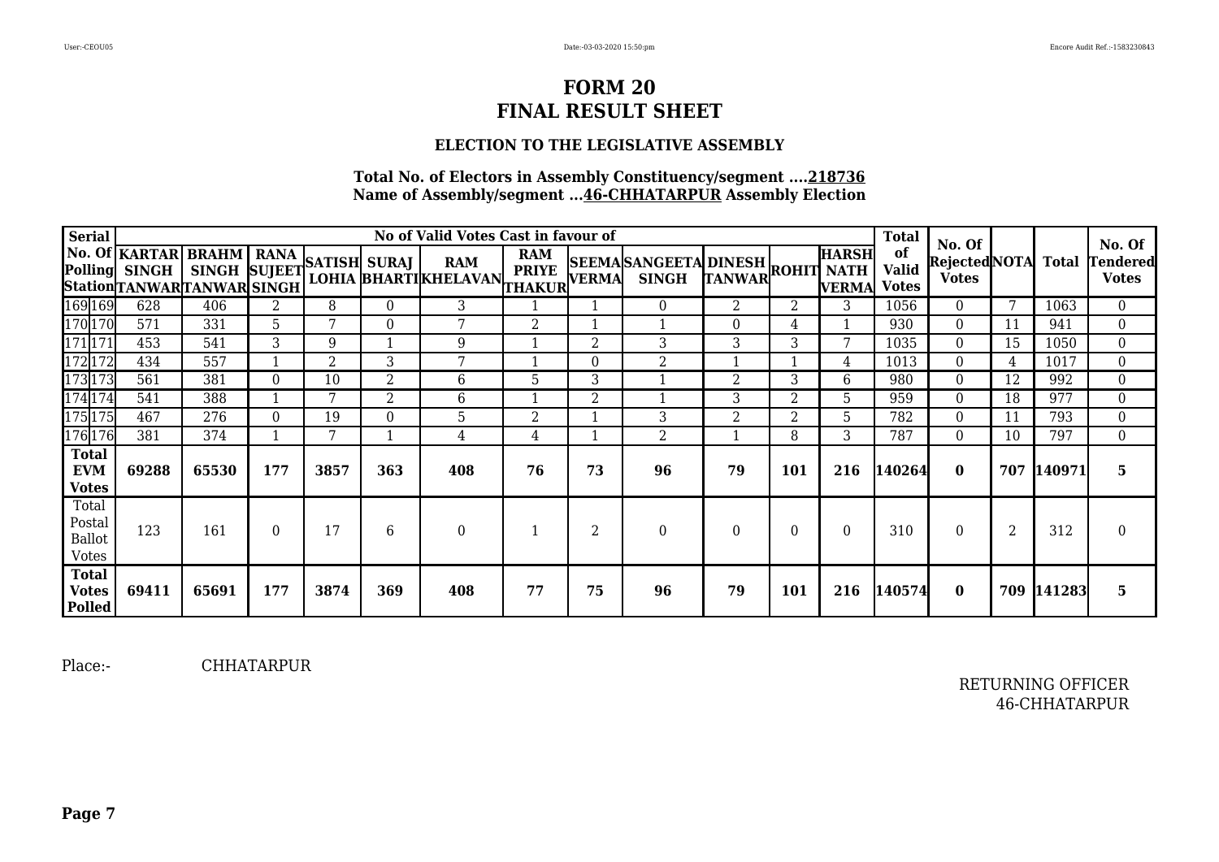# FORM 20
# FINAL RESULT SHEET

### ELECTION TO THE LEGISLATIVE ASSEMBLY

**Total No. of Electors in Assembly Constituency/segment ....218736**
**Name of Assembly/segment ...46-CHHATARPUR Assembly Election**

| Serial No. Of Polling Station | | No of Valid Votes Cast in favour of | | | | | | | | | | | | Total of Valid Votes | No. Of Rejected Votes | NOTA | Total | No. Of Tendered Votes |
|---|---|---|---|---|---|---|---|---|---|---|---|---|---|---|---|---|---|---|
| | | KARTAR SINGH TANWAR | BRAHM SINGH TANWAR | RANA SUJEET SINGH | SATISH LOHIA | SURAJ BHARTI | RAM KHELAVAN | RAM PRIYE THAKUR | SEEMA VERMA | SANGEETA SINGH | DINESH TANWAR | ROHIT | HARSH NATH VERMA | | | | | |
| 169 | 169 | 628 | 406 | 2 | 8 | 0 | 3 | 1 | 1 | 0 | 2 | 2 | 3 | 1056 | 0 | 7 | 1063 | 0 |
| 170 | 170 | 571 | 331 | 5 | 7 | 0 | 7 | 2 | 1 | 1 | 0 | 4 | 1 | 930 | 0 | 11 | 941 | 0 |
| 171 | 171 | 453 | 541 | 3 | 9 | 1 | 9 | 1 | 2 | 3 | 3 | 3 | 7 | 1035 | 0 | 15 | 1050 | 0 |
| 172 | 172 | 434 | 557 | 1 | 2 | 3 | 7 | 1 | 0 | 2 | 1 | 1 | 4 | 1013 | 0 | 4 | 1017 | 0 |
| 173 | 173 | 561 | 381 | 0 | 10 | 2 | 6 | 5 | 3 | 1 | 2 | 3 | 6 | 980 | 0 | 12 | 992 | 0 |
| 174 | 174 | 541 | 388 | 1 | 7 | 2 | 6 | 1 | 2 | 1 | 3 | 2 | 5 | 959 | 0 | 18 | 977 | 0 |
| 175 | 175 | 467 | 276 | 0 | 19 | 0 | 5 | 2 | 1 | 3 | 2 | 2 | 5 | 782 | 0 | 11 | 793 | 0 |
| 176 | 176 | 381 | 374 | 1 | 7 | 1 | 4 | 4 | 1 | 2 | 1 | 8 | 3 | 787 | 0 | 10 | 797 | 0 |
| **Total EVM Votes** | | **69288** | **65530** | **177** | **3857** | **363** | **408** | **76** | **73** | **96** | **79** | **101** | **216** | **140264** | **0** | **707** | **140971** | **5** |
| Total Postal Ballot Votes | | 123 | 161 | 0 | 17 | 6 | 0 | 1 | 2 | 0 | 0 | 0 | 0 | 310 | 0 | 2 | 312 | 0 |
| **Total Votes Polled** | | **69411** | **65691** | **177** | **3874** | **369** | **408** | **77** | **75** | **96** | **79** | **101** | **216** | **140574** | **0** | **709** | **141283** | **5** |

Place:- CHHATARPUR

RETURNING OFFICER
46-CHHATARPUR